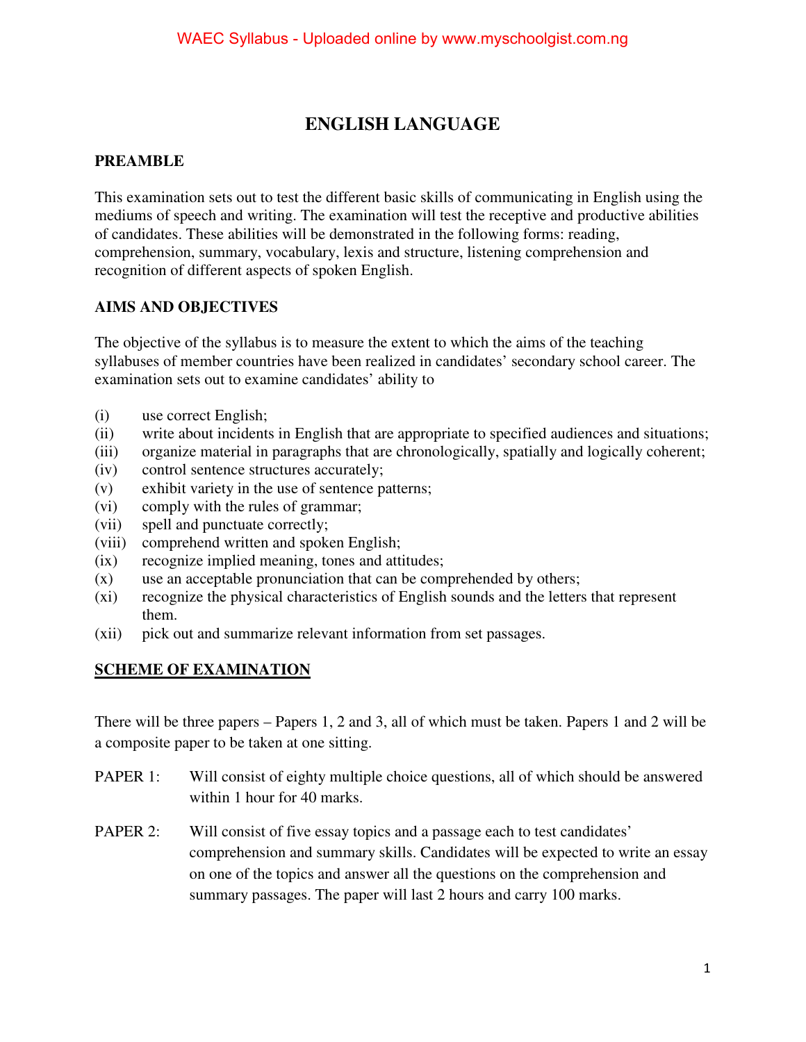# ENGLISH LANGUAGE

## PREAMBLE

This examination sets out to test the different basic skills of communicating in English using the mediums of speech and writing. The examination will test the receptive and productive abilities of candidates. These abilities will be demonstrated in the following forms: reading, comprehension, summary, vocabulary, lexis and structure, listening comprehension and recognition of different aspects of spoken English.

## AIMS AND OBJECTIVES

The objective of the syllabus is to measure the extent to which the aims of the teaching syllabuses of member countries have been realized in candidates' secondary school career. The examination sets out to examine candidates' ability to

- (i) use correct English;
- (ii) write about incidents in English that are appropriate to specified audiences and situations;
- (iii) organize material in paragraphs that are chronologically, spatially and logically coherent;
- (iv) control sentence structures accurately;
- (v) exhibit variety in the use of sentence patterns;
- (vi) comply with the rules of grammar;
- (vii) spell and punctuate correctly;
- (viii) comprehend written and spoken English;
- (ix) recognize implied meaning, tones and attitudes;
- (x) use an acceptable pronunciation that can be comprehended by others;
- (xi) recognize the physical characteristics of English sounds and the letters that represent them.
- (xii) pick out and summarize relevant information from set passages.

## SCHEME OF EXAMINATION

There will be three papers – Papers 1, 2 and 3, all of which must be taken. Papers 1 and 2 will be a composite paper to be taken at one sitting.

PAPER 1: Will consist of eighty multiple choice questions, all of which should be answered within 1 hour for 40 marks.

PAPER 2: Will consist of five essay topics and a passage each to test candidates' comprehension and summary skills. Candidates will be expected to write an essay on one of the topics and answer all the questions on the comprehension and summary passages. The paper will last 2 hours and carry 100 marks.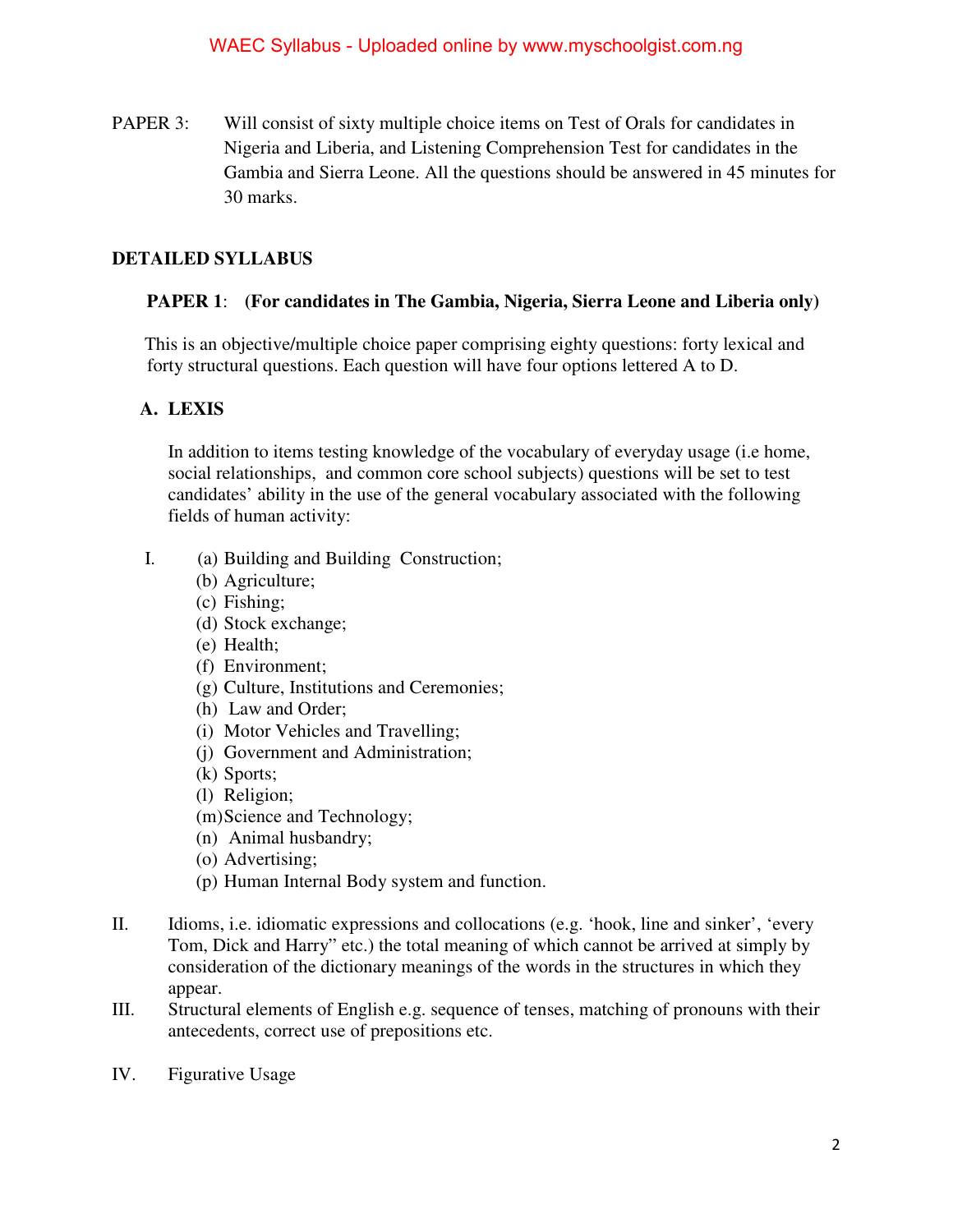PAPER 3: Will consist of sixty multiple choice items on Test of Orals for candidates in Nigeria and Liberia, and Listening Comprehension Test for candidates in the Gambia and Sierra Leone. All the questions should be answered in 45 minutes for 30 marks.

## DETAILED SYLLABUS

### PAPER 1: (For candidates in The Gambia, Nigeria, Sierra Leone and Liberia only)

This is an objective/multiple choice paper comprising eighty questions: forty lexical and forty structural questions. Each question will have four options lettered A to D.

#### A. LEXIS

In addition to items testing knowledge of the vocabulary of everyday usage (i.e home, social relationships, and common core school subjects) questions will be set to test candidates' ability in the use of the general vocabulary associated with the following fields of human activity:

I.
- (a) Building and Building Construction;
- (b) Agriculture;
- (c) Fishing;
- (d) Stock exchange;
- (e) Health;
- (f) Environment;
- (g) Culture, Institutions and Ceremonies;
- (h) Law and Order;
- (i) Motor Vehicles and Travelling;
- (j) Government and Administration;
- (k) Sports;
- (l) Religion;
- (m) Science and Technology;
- (n) Animal husbandry;
- (o) Advertising;
- (p) Human Internal Body system and function.

II. Idioms, i.e. idiomatic expressions and collocations (e.g. 'hook, line and sinker', 'every Tom, Dick and Harry" etc.) the total meaning of which cannot be arrived at simply by consideration of the dictionary meanings of the words in the structures in which they appear.

III. Structural elements of English e.g. sequence of tenses, matching of pronouns with their antecedents, correct use of prepositions etc.

IV. Figurative Usage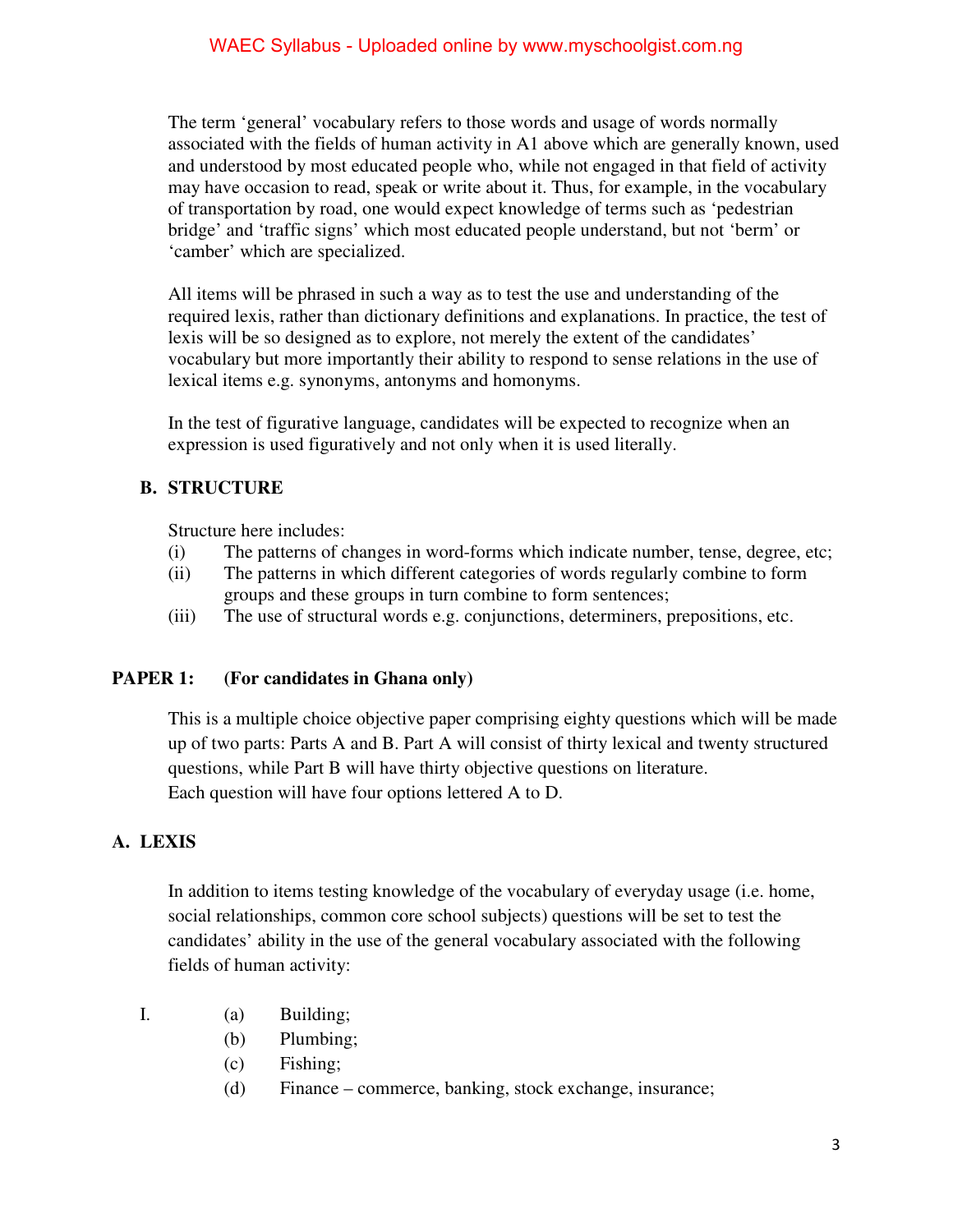The term 'general' vocabulary refers to those words and usage of words normally associated with the fields of human activity in A1 above which are generally known, used and understood by most educated people who, while not engaged in that field of activity may have occasion to read, speak or write about it. Thus, for example, in the vocabulary of transportation by road, one would expect knowledge of terms such as 'pedestrian bridge' and 'traffic signs' which most educated people understand, but not 'berm' or 'camber' which are specialized.

All items will be phrased in such a way as to test the use and understanding of the required lexis, rather than dictionary definitions and explanations. In practice, the test of lexis will be so designed as to explore, not merely the extent of the candidates' vocabulary but more importantly their ability to respond to sense relations in the use of lexical items e.g. synonyms, antonyms and homonyms.

In the test of figurative language, candidates will be expected to recognize when an expression is used figuratively and not only when it is used literally.

## B. STRUCTURE

Structure here includes:

(i) The patterns of changes in word-forms which indicate number, tense, degree, etc;
(ii) The patterns in which different categories of words regularly combine to form groups and these groups in turn combine to form sentences;
(iii) The use of structural words e.g. conjunctions, determiners, prepositions, etc.

## PAPER 1: (For candidates in Ghana only)

This is a multiple choice objective paper comprising eighty questions which will be made up of two parts: Parts A and B. Part A will consist of thirty lexical and twenty structured questions, while Part B will have thirty objective questions on literature.
Each question will have four options lettered A to D.

## A. LEXIS

In addition to items testing knowledge of the vocabulary of everyday usage (i.e. home, social relationships, common core school subjects) questions will be set to test the candidates' ability in the use of the general vocabulary associated with the following fields of human activity:

I. (a) Building;
(b) Plumbing;
(c) Fishing;
(d) Finance – commerce, banking, stock exchange, insurance;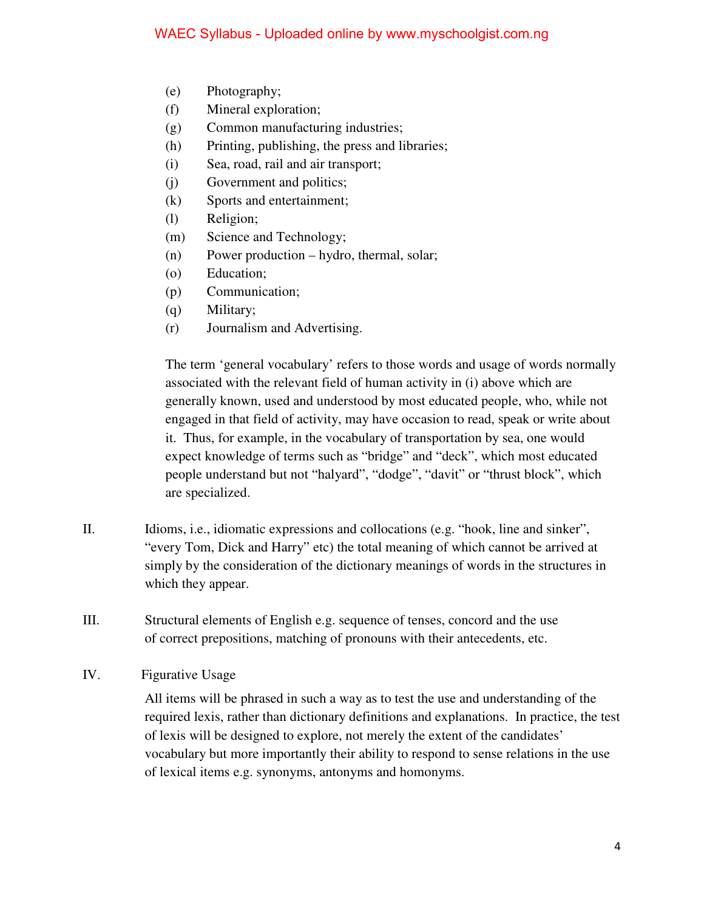(e) Photography;
(f) Mineral exploration;
(g) Common manufacturing industries;
(h) Printing, publishing, the press and libraries;
(i) Sea, road, rail and air transport;
(j) Government and politics;
(k) Sports and entertainment;
(l) Religion;
(m) Science and Technology;
(n) Power production – hydro, thermal, solar;
(o) Education;
(p) Communication;
(q) Military;
(r) Journalism and Advertising.

The term 'general vocabulary' refers to those words and usage of words normally associated with the relevant field of human activity in (i) above which are generally known, used and understood by most educated people, who, while not engaged in that field of activity, may have occasion to read, speak or write about it. Thus, for example, in the vocabulary of transportation by sea, one would expect knowledge of terms such as "bridge" and "deck", which most educated people understand but not "halyard", "dodge", "davit" or "thrust block", which are specialized.

II. Idioms, i.e., idiomatic expressions and collocations (e.g. "hook, line and sinker", "every Tom, Dick and Harry" etc) the total meaning of which cannot be arrived at simply by the consideration of the dictionary meanings of words in the structures in which they appear.

III. Structural elements of English e.g. sequence of tenses, concord and the use of correct prepositions, matching of pronouns with their antecedents, etc.

IV. Figurative Usage

All items will be phrased in such a way as to test the use and understanding of the required lexis, rather than dictionary definitions and explanations. In practice, the test of lexis will be designed to explore, not merely the extent of the candidates' vocabulary but more importantly their ability to respond to sense relations in the use of lexical items e.g. synonyms, antonyms and homonyms.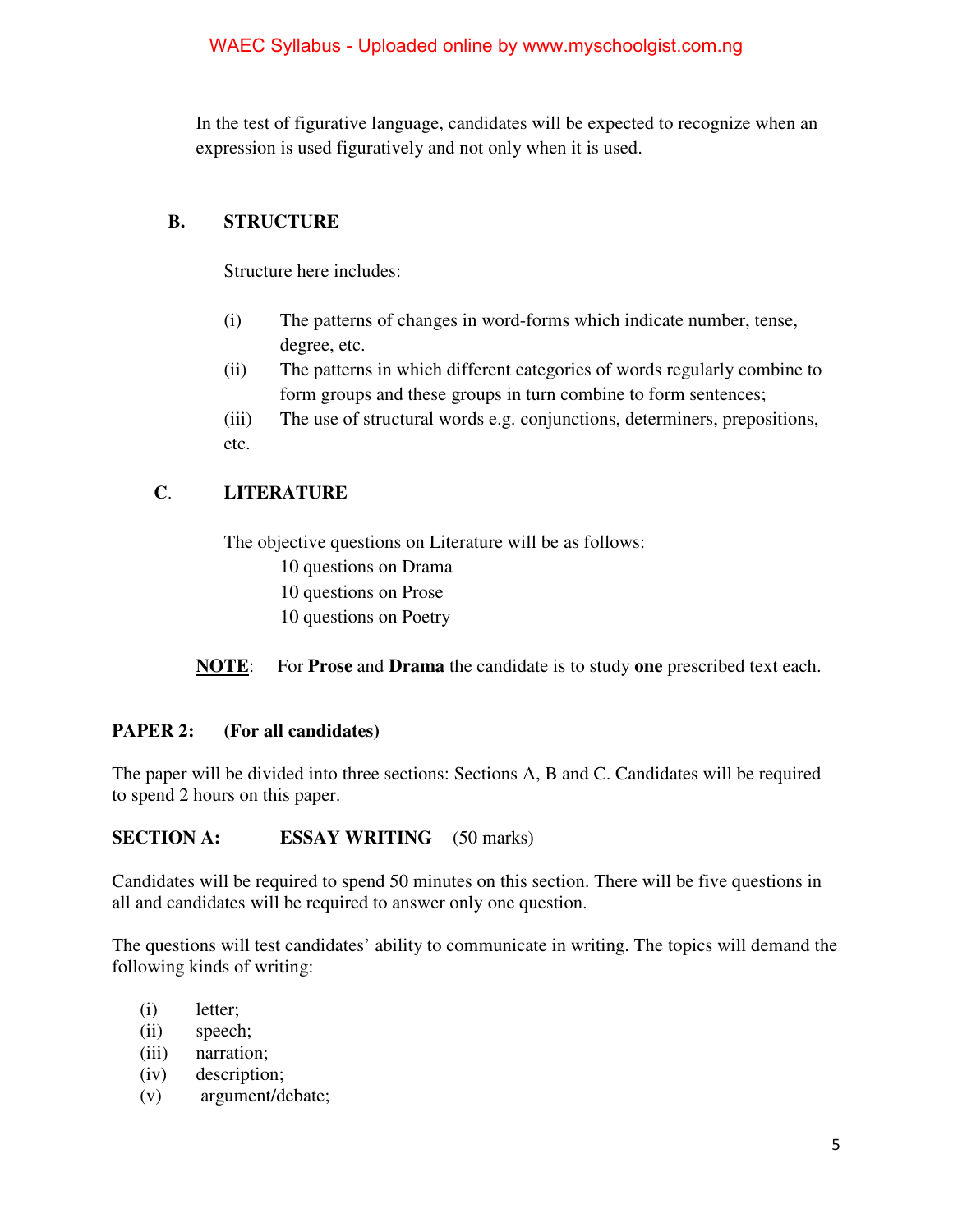In the test of figurative language, candidates will be expected to recognize when an expression is used figuratively and not only when it is used.

### B. STRUCTURE

Structure here includes:

(i) The patterns of changes in word-forms which indicate number, tense, degree, etc.

(ii) The patterns in which different categories of words regularly combine to form groups and these groups in turn combine to form sentences;

(iii) The use of structural words e.g. conjunctions, determiners, prepositions, etc.

### C. LITERATURE

The objective questions on Literature will be as follows:

10 questions on Drama
10 questions on Prose
10 questions on Poetry

**NOTE**: For **Prose** and **Drama** the candidate is to study **one** prescribed text each.

## PAPER 2: (For all candidates)

The paper will be divided into three sections: Sections A, B and C. Candidates will be required to spend 2 hours on this paper.

### SECTION A: ESSAY WRITING (50 marks)

Candidates will be required to spend 50 minutes on this section. There will be five questions in all and candidates will be required to answer only one question.

The questions will test candidates' ability to communicate in writing. The topics will demand the following kinds of writing:

(i) letter;
(ii) speech;
(iii) narration;
(iv) description;
(v) argument/debate;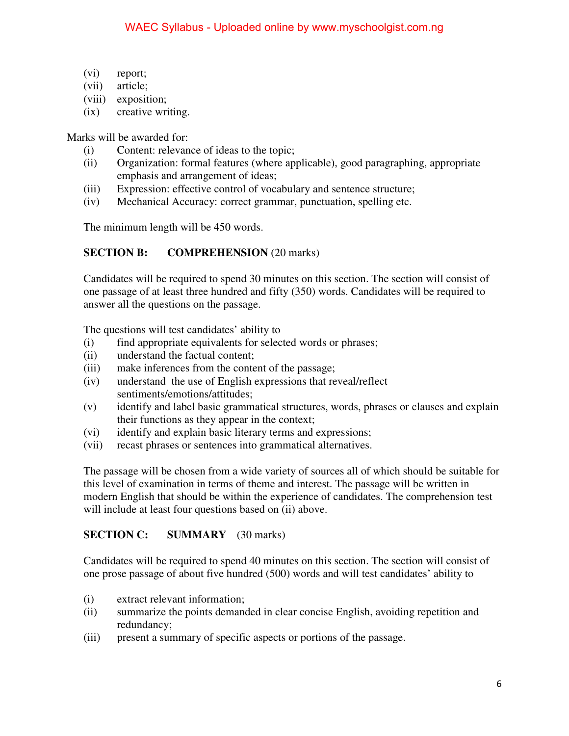(vi) report;
(vii) article;
(viii) exposition;
(ix) creative writing.

Marks will be awarded for:

(i) Content: relevance of ideas to the topic;
(ii) Organization: formal features (where applicable), good paragraphing, appropriate emphasis and arrangement of ideas;
(iii) Expression: effective control of vocabulary and sentence structure;
(iv) Mechanical Accuracy: correct grammar, punctuation, spelling etc.

The minimum length will be 450 words.

**SECTION B: COMPREHENSION** (20 marks)

Candidates will be required to spend 30 minutes on this section. The section will consist of one passage of at least three hundred and fifty (350) words. Candidates will be required to answer all the questions on the passage.

The questions will test candidates' ability to

(i) find appropriate equivalents for selected words or phrases;
(ii) understand the factual content;
(iii) make inferences from the content of the passage;
(iv) understand the use of English expressions that reveal/reflect sentiments/emotions/attitudes;
(v) identify and label basic grammatical structures, words, phrases or clauses and explain their functions as they appear in the context;
(vi) identify and explain basic literary terms and expressions;
(vii) recast phrases or sentences into grammatical alternatives.

The passage will be chosen from a wide variety of sources all of which should be suitable for this level of examination in terms of theme and interest. The passage will be written in modern English that should be within the experience of candidates. The comprehension test will include at least four questions based on (ii) above.

**SECTION C: SUMMARY** (30 marks)

Candidates will be required to spend 40 minutes on this section. The section will consist of one prose passage of about five hundred (500) words and will test candidates' ability to

(i) extract relevant information;
(ii) summarize the points demanded in clear concise English, avoiding repetition and redundancy;
(iii) present a summary of specific aspects or portions of the passage.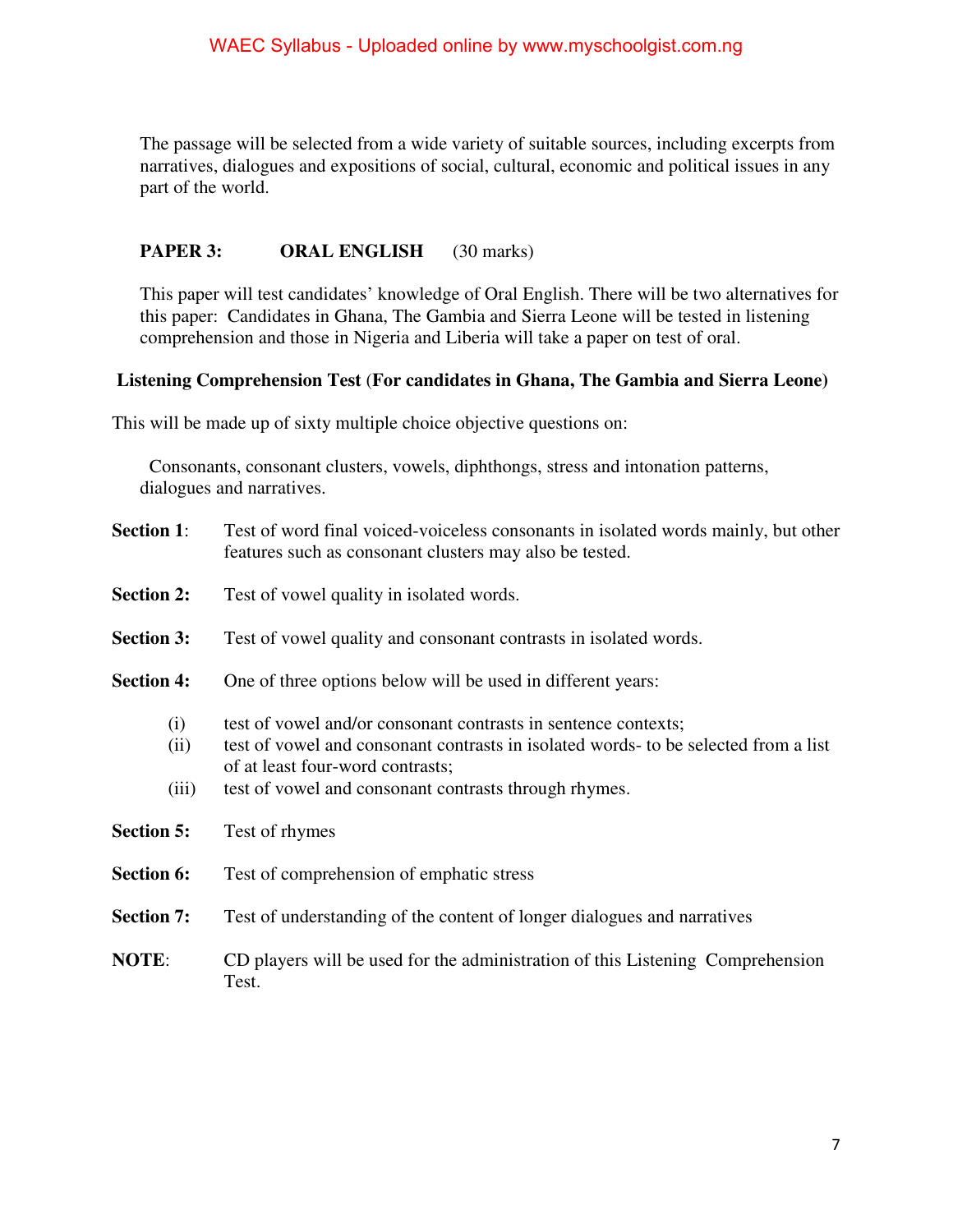The passage will be selected from a wide variety of suitable sources, including excerpts from narratives, dialogues and expositions of social, cultural, economic and political issues in any part of the world.

**PAPER 3: ORAL ENGLISH** (30 marks)

This paper will test candidates' knowledge of Oral English. There will be two alternatives for this paper: Candidates in Ghana, The Gambia and Sierra Leone will be tested in listening comprehension and those in Nigeria and Liberia will take a paper on test of oral.

**Listening Comprehension Test (For candidates in Ghana, The Gambia and Sierra Leone)**

This will be made up of sixty multiple choice objective questions on:

Consonants, consonant clusters, vowels, diphthongs, stress and intonation patterns, dialogues and narratives.

**Section 1**: Test of word final voiced-voiceless consonants in isolated words mainly, but other features such as consonant clusters may also be tested.

**Section 2:** Test of vowel quality in isolated words.

**Section 3:** Test of vowel quality and consonant contrasts in isolated words.

**Section 4:** One of three options below will be used in different years:

(i) test of vowel and/or consonant contrasts in sentence contexts;
(ii) test of vowel and consonant contrasts in isolated words- to be selected from a list of at least four-word contrasts;
(iii) test of vowel and consonant contrasts through rhymes.

**Section 5:** Test of rhymes

**Section 6:** Test of comprehension of emphatic stress

**Section 7:** Test of understanding of the content of longer dialogues and narratives

**NOTE**: CD players will be used for the administration of this Listening Comprehension Test.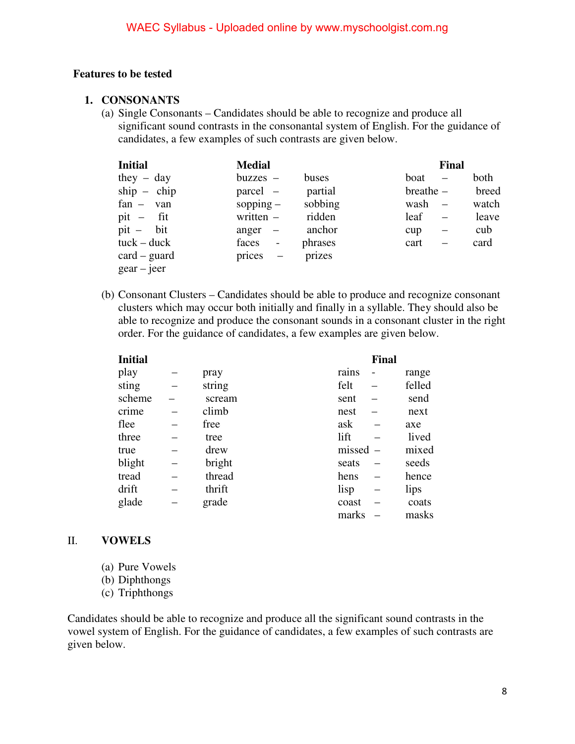**Features to be tested**

1. **CONSONANTS**

   (a) Single Consonants – Candidates should be able to recognize and produce all significant sound contrasts in the consonantal system of English. For the guidance of candidates, a few examples of such contrasts are given below.

| Initial | Medial | Final |
|---|---|---|
| they – day | buzzes – buses | boat – both |
| ship – chip | parcel – partial | breathe – breed |
| fan – van | sopping – sobbing | wash – watch |
| pit – fit | written – ridden | leaf – leave |
| pit – bit | anger – anchor | cup – cub |
| tuck – duck | faces - phrases | cart – card |
| card – guard | prices – prizes | |
| gear – jeer | | |

   (b) Consonant Clusters – Candidates should be able to produce and recognize consonant clusters which may occur both initially and finally in a syllable. They should also be able to recognize and produce the consonant sounds in a consonant cluster in the right order. For the guidance of candidates, a few examples are given below.

| Initial | Final |
|---|---|
| play – pray | rains - range |
| sting – string | felt – felled |
| scheme – scream | sent – send |
| crime – climb | nest – next |
| flee – free | ask – axe |
| three – tree | lift – lived |
| true – drew | missed – mixed |
| blight – bright | seats – seeds |
| tread – thread | hens – hence |
| drift – thrift | lisp – lips |
| glade – grade | coast – coats |
| | marks – masks |

II. **VOWELS**

   (a) Pure Vowels
   (b) Diphthongs
   (c) Triphthongs

Candidates should be able to recognize and produce all the significant sound contrasts in the vowel system of English. For the guidance of candidates, a few examples of such contrasts are given below.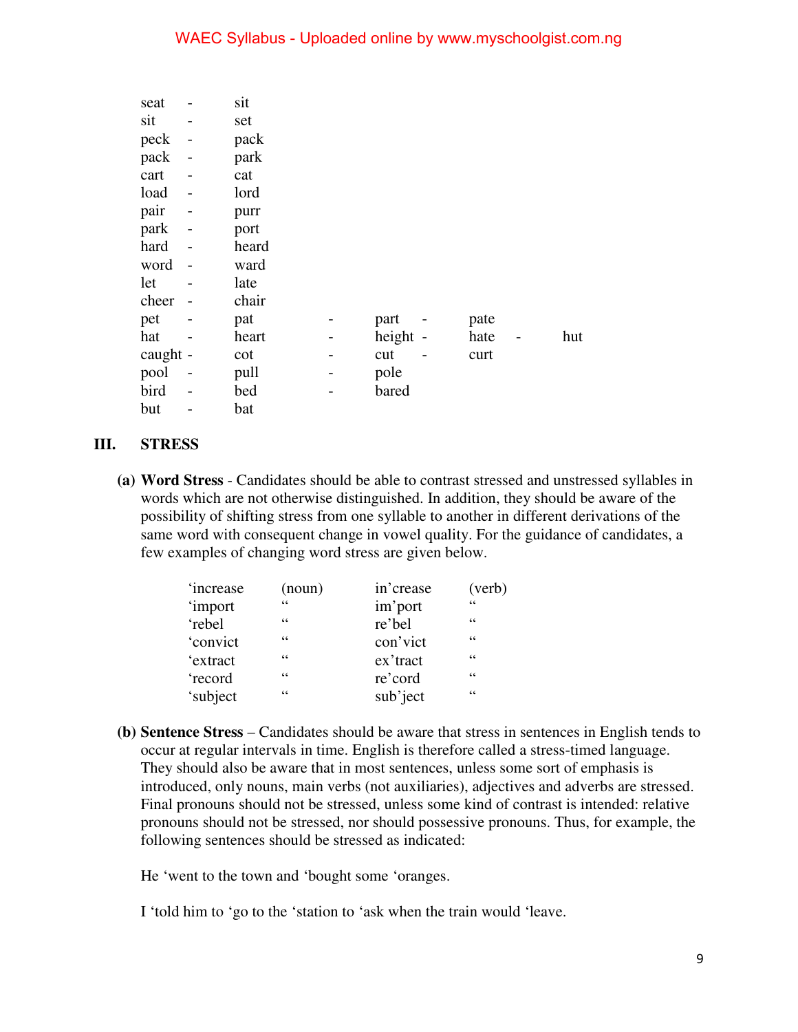seat - sit
sit - set
peck - pack
pack - park
cart - cat
load - lord
pair - purr
park - port
hard - heard
word - ward
let - late
cheer - chair
pet - pat - part - pate
hat - heart - height - hate - hut
caught - cot - cut - curt
pool - pull - pole
bird - bed - bared
but - bat

## III. STRESS

**(a) Word Stress** - Candidates should be able to contrast stressed and unstressed syllables in words which are not otherwise distinguished. In addition, they should be aware of the possibility of shifting stress from one syllable to another in different derivations of the same word with consequent change in vowel quality. For the guidance of candidates, a few examples of changing word stress are given below.

| | | | |
|---|---|---|---|
| 'increase | (noun) | in'crease | (verb) |
| 'import | " | im'port | " |
| 'rebel | " | re'bel | " |
| 'convict | " | con'vict | " |
| 'extract | " | ex'tract | " |
| 'record | " | re'cord | " |
| 'subject | " | sub'ject | " |

**(b) Sentence Stress** – Candidates should be aware that stress in sentences in English tends to occur at regular intervals in time. English is therefore called a stress-timed language. They should also be aware that in most sentences, unless some sort of emphasis is introduced, only nouns, main verbs (not auxiliaries), adjectives and adverbs are stressed. Final pronouns should not be stressed, unless some kind of contrast is intended: relative pronouns should not be stressed, nor should possessive pronouns. Thus, for example, the following sentences should be stressed as indicated:

He 'went to the town and 'bought some 'oranges.

I 'told him to 'go to the 'station to 'ask when the train would 'leave.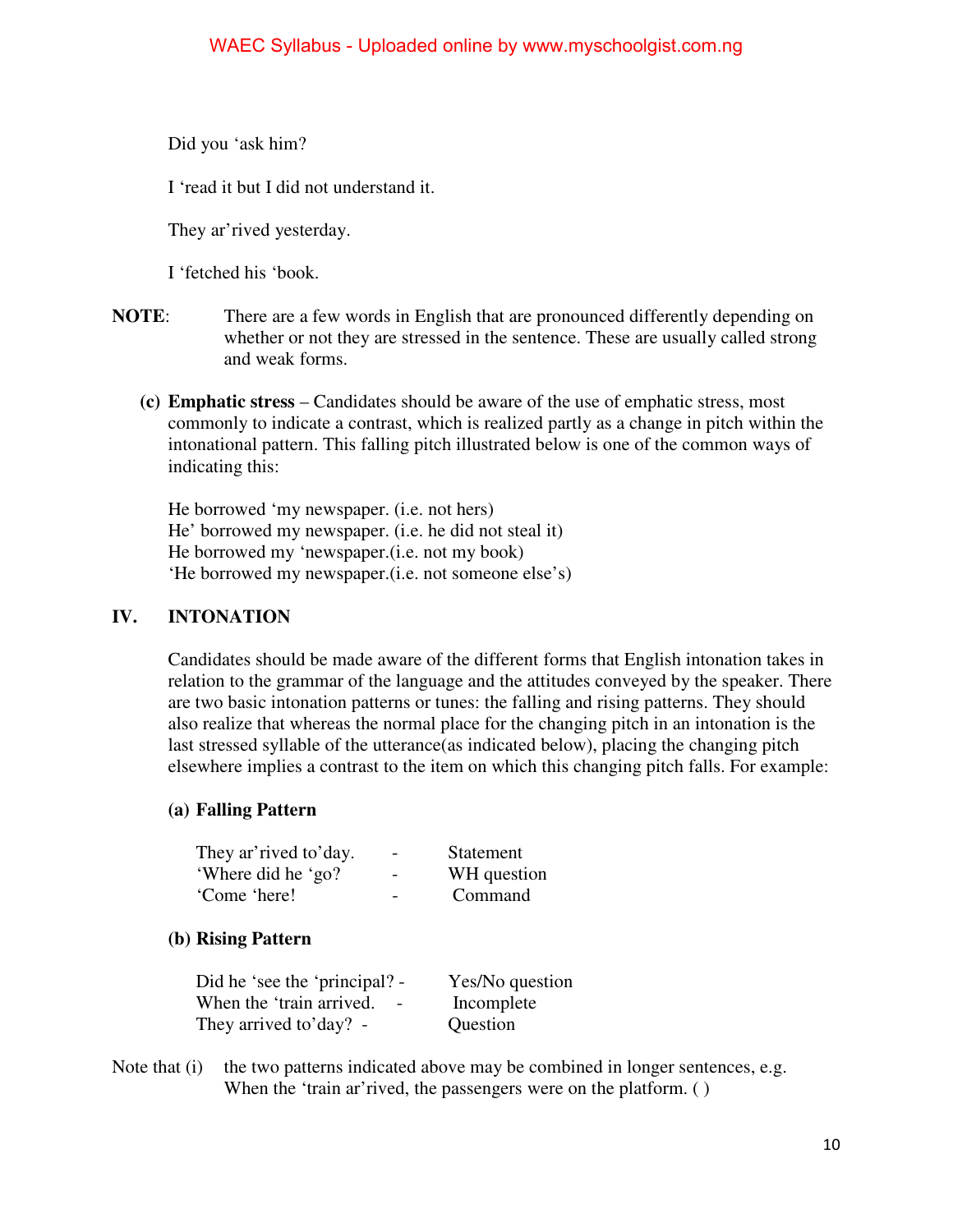Did you ‘ask him?

I ‘read it but I did not understand it.

They ar’rived yesterday.

I ‘fetched his ‘book.

**NOTE**: There are a few words in English that are pronounced differently depending on whether or not they are stressed in the sentence. These are usually called strong and weak forms.

**(c) Emphatic stress** – Candidates should be aware of the use of emphatic stress, most commonly to indicate a contrast, which is realized partly as a change in pitch within the intonational pattern. This falling pitch illustrated below is one of the common ways of indicating this:

He borrowed ‘my newspaper. (i.e. not hers)
He’ borrowed my newspaper. (i.e. he did not steal it)
He borrowed my ‘newspaper.(i.e. not my book)
‘He borrowed my newspaper.(i.e. not someone else’s)

## IV. INTONATION

Candidates should be made aware of the different forms that English intonation takes in relation to the grammar of the language and the attitudes conveyed by the speaker. There are two basic intonation patterns or tunes: the falling and rising patterns. They should also realize that whereas the normal place for the changing pitch in an intonation is the last stressed syllable of the utterance(as indicated below), placing the changing pitch elsewhere implies a contrast to the item on which this changing pitch falls. For example:

**(a) Falling Pattern**

| | | |
|---|---|---|
| They ar’rived to’day. | - | Statement |
| ‘Where did he ‘go? | - | WH question |
| ‘Come ‘here! | - | Command |

**(b) Rising Pattern**

| | | |
|---|---|---|
| Did he ‘see the ‘principal? | - | Yes/No question |
| When the ‘train arrived. | - | Incomplete |
| They arrived to’day? | - | Question |

Note that (i) the two patterns indicated above may be combined in longer sentences, e.g. When the ‘train ar’rived, the passengers were on the platform. ( )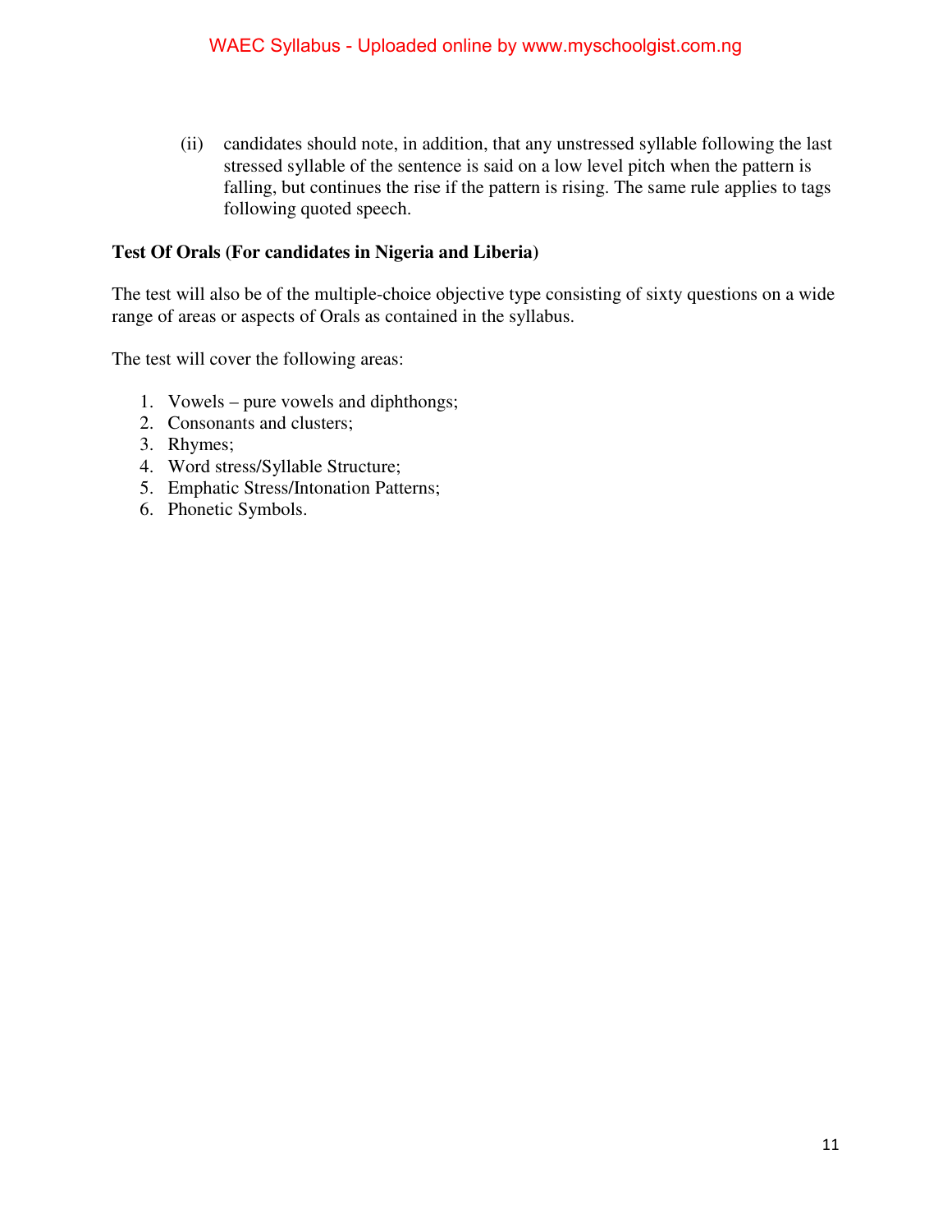(ii) candidates should note, in addition, that any unstressed syllable following the last stressed syllable of the sentence is said on a low level pitch when the pattern is falling, but continues the rise if the pattern is rising. The same rule applies to tags following quoted speech.

**Test Of Orals (For candidates in Nigeria and Liberia)**

The test will also be of the multiple-choice objective type consisting of sixty questions on a wide range of areas or aspects of Orals as contained in the syllabus.

The test will cover the following areas:

1. Vowels – pure vowels and diphthongs;
2. Consonants and clusters;
3. Rhymes;
4. Word stress/Syllable Structure;
5. Emphatic Stress/Intonation Patterns;
6. Phonetic Symbols.